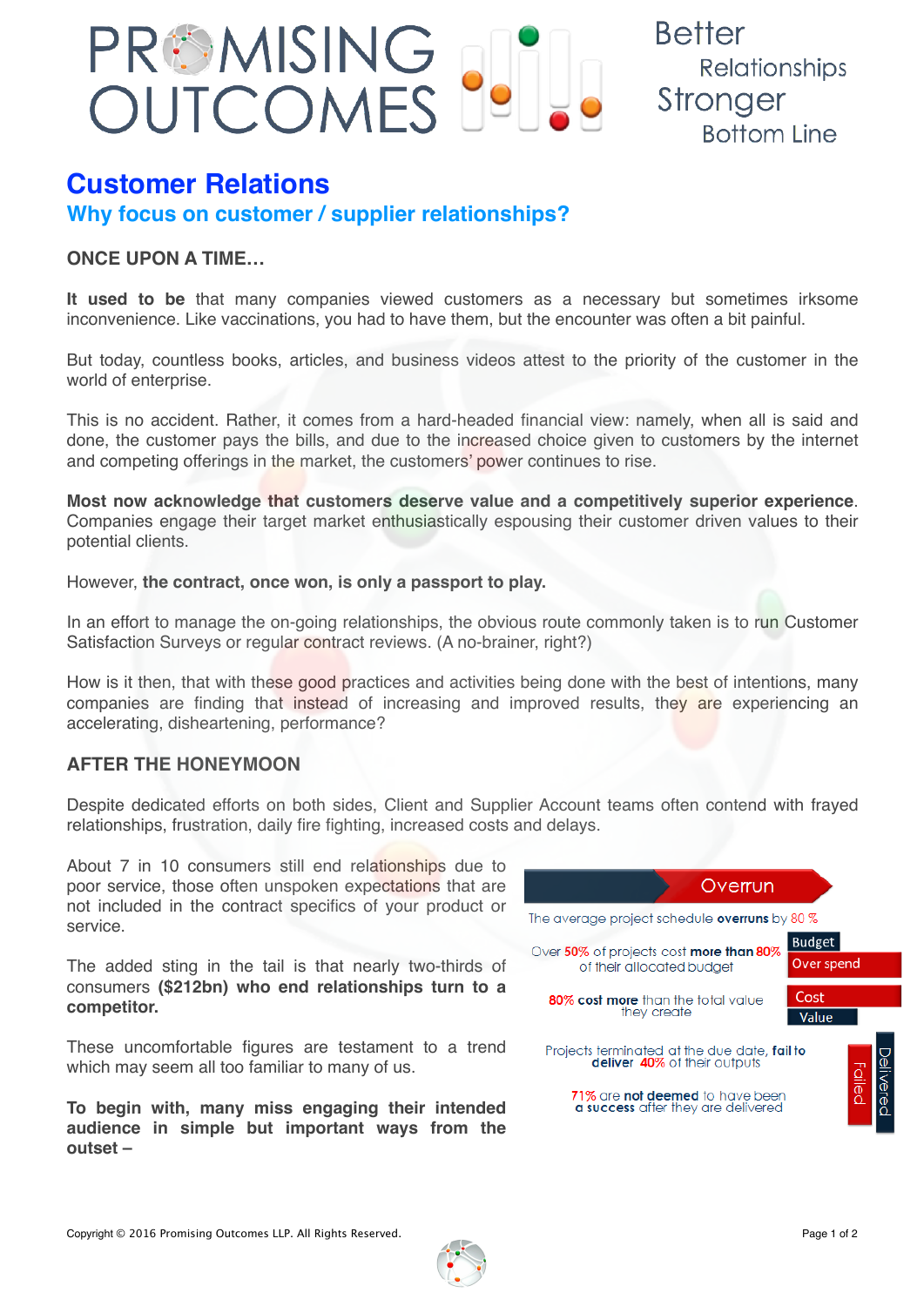# PROMISING OUTCOMES

Better Relationships
Stronger Bottom Line

## Customer Relations

### Why focus on customer / supplier relationships?

**ONCE UPON A TIME…**

**It used to be** that many companies viewed customers as a necessary but sometimes irksome inconvenience. Like vaccinations, you had to have them, but the encounter was often a bit painful.

But today, countless books, articles, and business videos attest to the priority of the customer in the world of enterprise.

This is no accident. Rather, it comes from a hard-headed financial view: namely, when all is said and done, the customer pays the bills, and due to the increased choice given to customers by the internet and competing offerings in the market, the customers' power continues to rise.

**Most now acknowledge that customers deserve value and a competitively superior experience**. Companies engage their target market enthusiastically espousing their customer driven values to their potential clients.

However, **the contract, once won, is only a passport to play.**

In an effort to manage the on-going relationships, the obvious route commonly taken is to run Customer Satisfaction Surveys or regular contract reviews. (A no-brainer, right?)

How is it then, that with these good practices and activities being done with the best of intentions, many companies are finding that instead of increasing and improved results, they are experiencing an accelerating, disheartening, performance?

**AFTER THE HONEYMOON**

Despite dedicated efforts on both sides, Client and Supplier Account teams often contend with frayed relationships, frustration, daily fire fighting, increased costs and delays.

About 7 in 10 consumers still end relationships due to poor service, those often unspoken expectations that are not included in the contract specifics of your product or service.

The added sting in the tail is that nearly two-thirds of consumers **($212bn) who end relationships turn to a competitor.**

These uncomfortable figures are testament to a trend which may seem all too familiar to many of us.

**To begin with, many miss engaging their intended audience in simple but important ways from the outset –**

**Overrun**

The average project schedule **overruns** by 80 %

Over 50% of projects cost **more than** 80% of their allocated budget — Budget / Over spend

80% **cost more** than the total value they create — Cost / Value

Projects terminated at the due date, **fail to deliver** 40% of their outputs

71% are **not deemed** to have been **a success** after they are delivered — Failed / Delivered

Copyright © 2016 Promising Outcomes LLP. All Rights Reserved.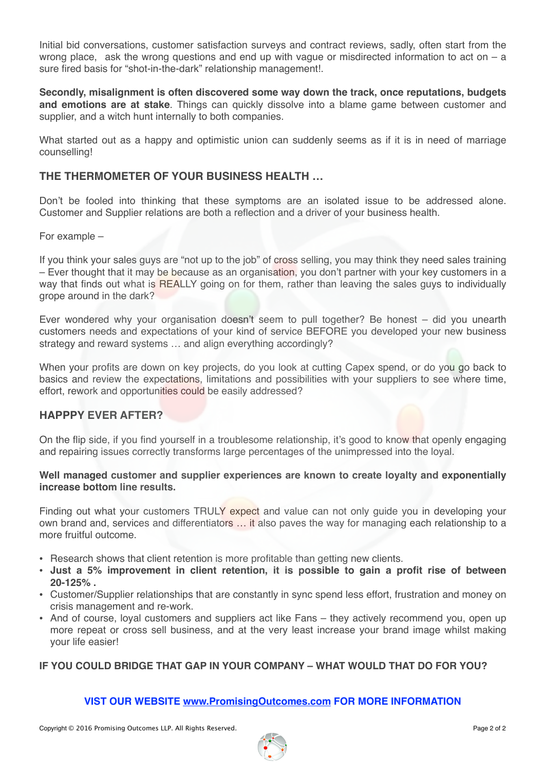Initial bid conversations, customer satisfaction surveys and contract reviews, sadly, often start from the wrong place, ask the wrong questions and end up with vague or misdirected information to act on – a sure fired basis for "shot-in-the-dark" relationship management!.

**Secondly, misalignment is often discovered some way down the track, once reputations, budgets and emotions are at stake**. Things can quickly dissolve into a blame game between customer and supplier, and a witch hunt internally to both companies.

What started out as a happy and optimistic union can suddenly seems as if it is in need of marriage counselling!

## THE THERMOMETER OF YOUR BUSINESS HEALTH …

Don't be fooled into thinking that these symptoms are an isolated issue to be addressed alone. Customer and Supplier relations are both a reflection and a driver of your business health.

For example –

If you think your sales guys are "not up to the job" of cross selling, you may think they need sales training – Ever thought that it may be because as an organisation, you don't partner with your key customers in a way that finds out what is REALLY going on for them, rather than leaving the sales guys to individually grope around in the dark?

Ever wondered why your organisation doesn't seem to pull together? Be honest – did you unearth customers needs and expectations of your kind of service BEFORE you developed your new business strategy and reward systems … and align everything accordingly?

When your profits are down on key projects, do you look at cutting Capex spend, or do you go back to basics and review the expectations, limitations and possibilities with your suppliers to see where time, effort, rework and opportunities could be easily addressed?

## HAPPPY EVER AFTER?

On the flip side, if you find yourself in a troublesome relationship, it's good to know that openly engaging and repairing issues correctly transforms large percentages of the unimpressed into the loyal.

**Well managed customer and supplier experiences are known to create loyalty and exponentially increase bottom line results.**

Finding out what your customers TRULY expect and value can not only guide you in developing your own brand and, services and differentiators … it also paves the way for managing each relationship to a more fruitful outcome.

- Research shows that client retention is more profitable than getting new clients.
- **Just a 5% improvement in client retention, it is possible to gain a profit rise of between 20-125% .**
- Customer/Supplier relationships that are constantly in sync spend less effort, frustration and money on crisis management and re-work.
- And of course, loyal customers and suppliers act like Fans – they actively recommend you, open up more repeat or cross sell business, and at the very least increase your brand image whilst making your life easier!

**IF YOU COULD BRIDGE THAT GAP IN YOUR COMPANY – WHAT WOULD THAT DO FOR YOU?**

**VIST OUR WEBSITE www.PromisingOutcomes.com FOR MORE INFORMATION**

Copyright © 2016 Promising Outcomes LLP. All Rights Reserved.